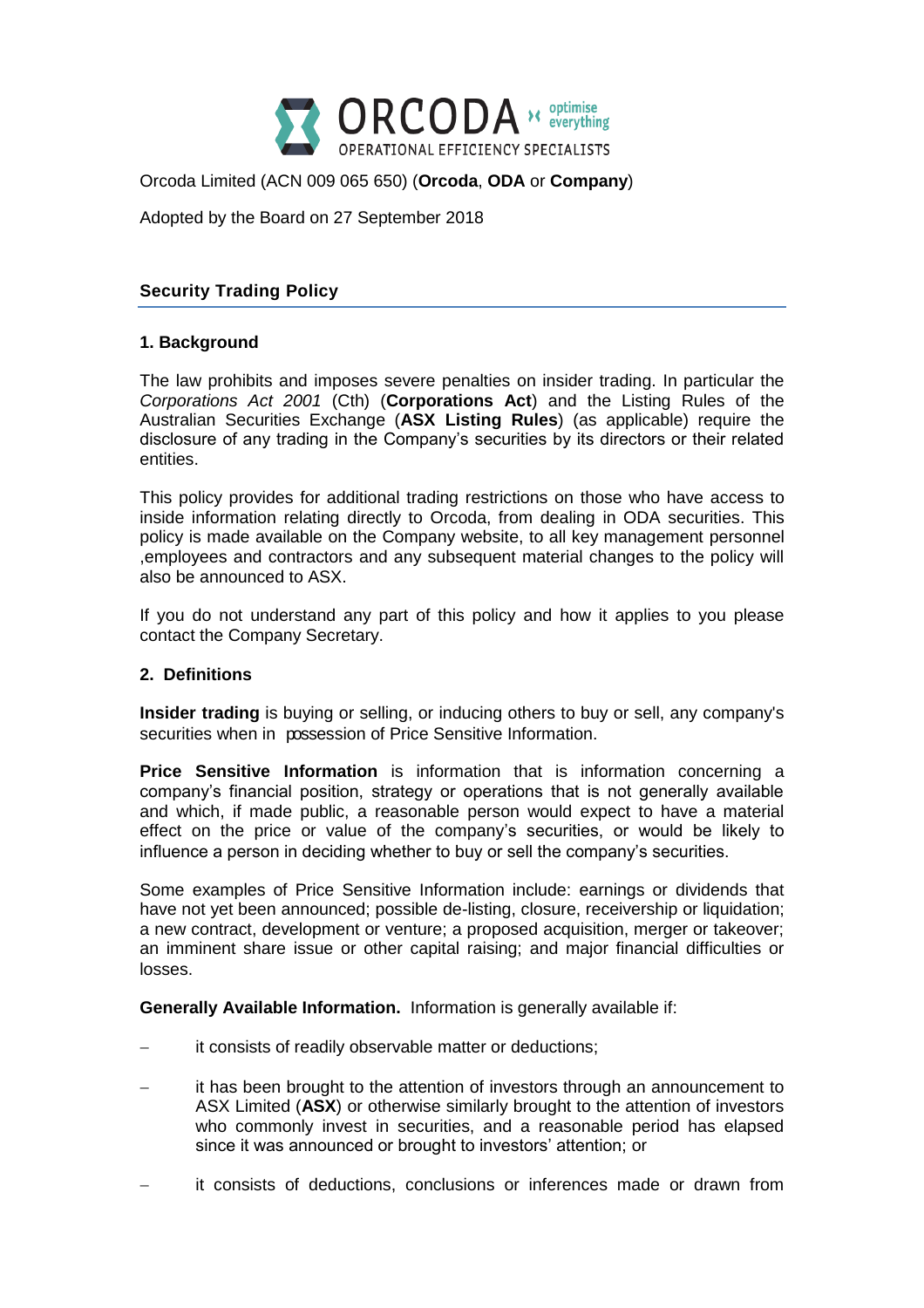Orcoda Limited (ACN 009 065 650) (**Orcoda**, **ODA** or **Company**)

Adopted by the Board on 27 September 2018

## Security Trading Policy

### 1. Background

The law prohibits and imposes severe penalties on insider trading. In particular the *Corporations Act 2001* (Cth) (**Corporations Act**) and the Listing Rules of the Australian Securities Exchange (**ASX Listing Rules**) (as applicable) require the disclosure of any trading in the Company's securities by its directors or their related entities.

This policy provides for additional trading restrictions on those who have access to inside information relating directly to Orcoda, from dealing in ODA securities. This policy is made available on the Company website, to all key management personnel ,employees and contractors and any subsequent material changes to the policy will also be announced to ASX.

If you do not understand any part of this policy and how it applies to you please contact the Company Secretary.

### 2. Definitions

**Insider trading** is buying or selling, or inducing others to buy or sell, any company's securities when in possession of Price Sensitive Information.

**Price Sensitive Information** is information that is information concerning a company's financial position, strategy or operations that is not generally available and which, if made public, a reasonable person would expect to have a material effect on the price or value of the company's securities, or would be likely to influence a person in deciding whether to buy or sell the company's securities.

Some examples of Price Sensitive Information include: earnings or dividends that have not yet been announced; possible de-listing, closure, receivership or liquidation; a new contract, development or venture; a proposed acquisition, merger or takeover; an imminent share issue or other capital raising; and major financial difficulties or losses.

**Generally Available Information.** Information is generally available if:

- it consists of readily observable matter or deductions;
- it has been brought to the attention of investors through an announcement to ASX Limited (**ASX**) or otherwise similarly brought to the attention of investors who commonly invest in securities, and a reasonable period has elapsed since it was announced or brought to investors' attention; or
- it consists of deductions, conclusions or inferences made or drawn from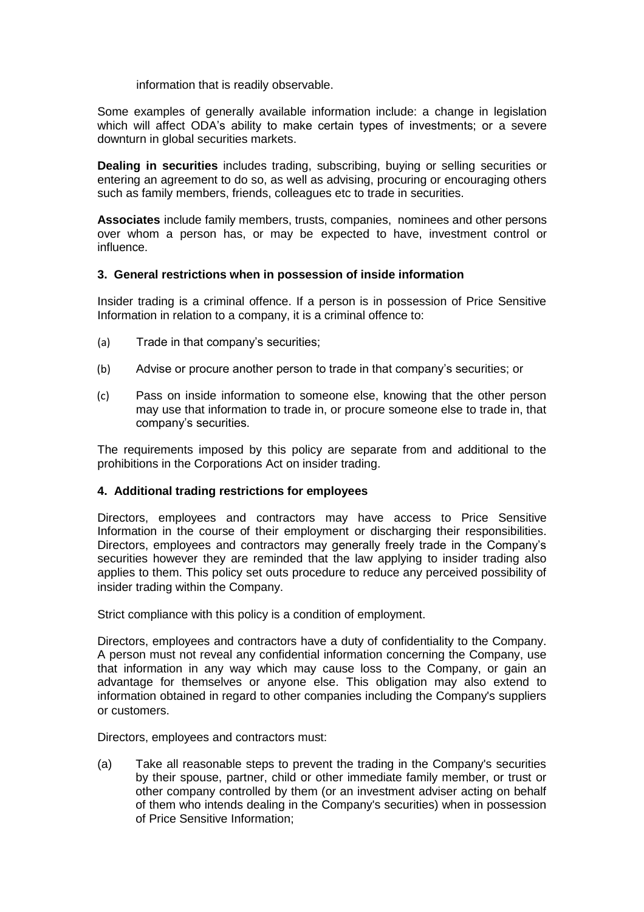information that is readily observable.

Some examples of generally available information include: a change in legislation which will affect ODA's ability to make certain types of investments; or a severe downturn in global securities markets.

**Dealing in securities** includes trading, subscribing, buying or selling securities or entering an agreement to do so, as well as advising, procuring or encouraging others such as family members, friends, colleagues etc to trade in securities.

**Associates** include family members, trusts, companies, nominees and other persons over whom a person has, or may be expected to have, investment control or influence.

### 3. General restrictions when in possession of inside information

Insider trading is a criminal offence. If a person is in possession of Price Sensitive Information in relation to a company, it is a criminal offence to:

(a) Trade in that company's securities;

(b) Advise or procure another person to trade in that company's securities; or

(c) Pass on inside information to someone else, knowing that the other person may use that information to trade in, or procure someone else to trade in, that company's securities.

The requirements imposed by this policy are separate from and additional to the prohibitions in the Corporations Act on insider trading.

### 4. Additional trading restrictions for employees

Directors, employees and contractors may have access to Price Sensitive Information in the course of their employment or discharging their responsibilities. Directors, employees and contractors may generally freely trade in the Company's securities however they are reminded that the law applying to insider trading also applies to them. This policy set outs procedure to reduce any perceived possibility of insider trading within the Company.

Strict compliance with this policy is a condition of employment.

Directors, employees and contractors have a duty of confidentiality to the Company. A person must not reveal any confidential information concerning the Company, use that information in any way which may cause loss to the Company, or gain an advantage for themselves or anyone else. This obligation may also extend to information obtained in regard to other companies including the Company's suppliers or customers.

Directors, employees and contractors must:

(a) Take all reasonable steps to prevent the trading in the Company's securities by their spouse, partner, child or other immediate family member, or trust or other company controlled by them (or an investment adviser acting on behalf of them who intends dealing in the Company's securities) when in possession of Price Sensitive Information;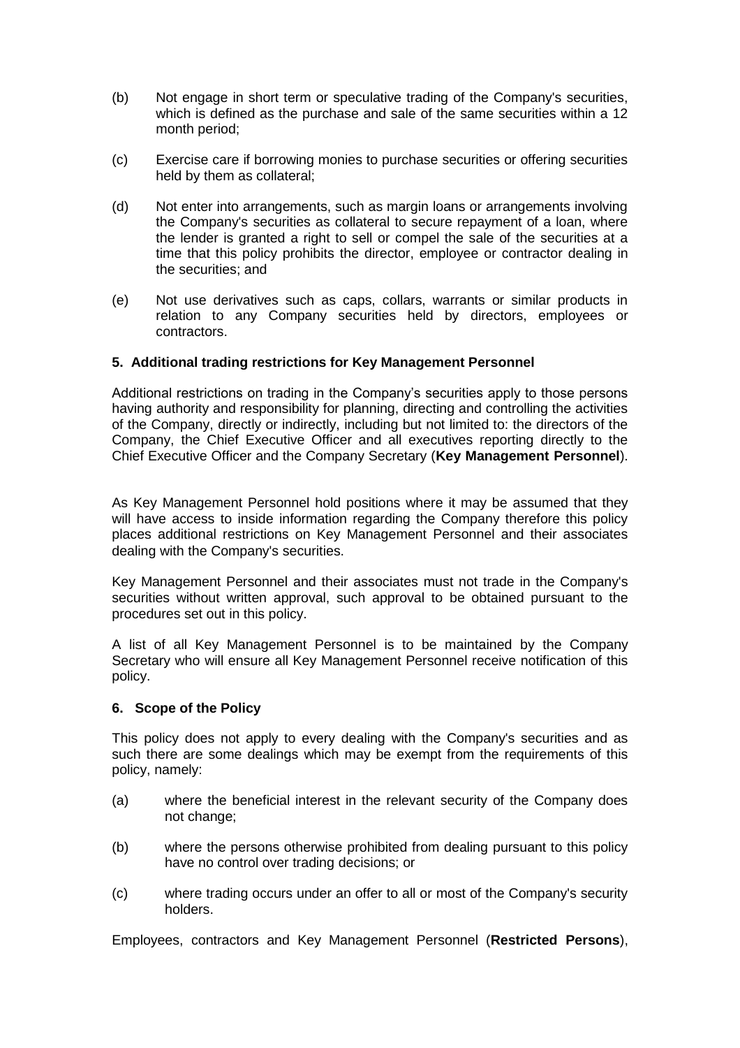(b) Not engage in short term or speculative trading of the Company's securities, which is defined as the purchase and sale of the same securities within a 12 month period;

(c) Exercise care if borrowing monies to purchase securities or offering securities held by them as collateral;

(d) Not enter into arrangements, such as margin loans or arrangements involving the Company's securities as collateral to secure repayment of a loan, where the lender is granted a right to sell or compel the sale of the securities at a time that this policy prohibits the director, employee or contractor dealing in the securities; and

(e) Not use derivatives such as caps, collars, warrants or similar products in relation to any Company securities held by directors, employees or contractors.

### 5. Additional trading restrictions for Key Management Personnel

Additional restrictions on trading in the Company's securities apply to those persons having authority and responsibility for planning, directing and controlling the activities of the Company, directly or indirectly, including but not limited to: the directors of the Company, the Chief Executive Officer and all executives reporting directly to the Chief Executive Officer and the Company Secretary (**Key Management Personnel**).

As Key Management Personnel hold positions where it may be assumed that they will have access to inside information regarding the Company therefore this policy places additional restrictions on Key Management Personnel and their associates dealing with the Company's securities.

Key Management Personnel and their associates must not trade in the Company's securities without written approval, such approval to be obtained pursuant to the procedures set out in this policy.

A list of all Key Management Personnel is to be maintained by the Company Secretary who will ensure all Key Management Personnel receive notification of this policy.

### 6. Scope of the Policy

This policy does not apply to every dealing with the Company's securities and as such there are some dealings which may be exempt from the requirements of this policy, namely:

(a) where the beneficial interest in the relevant security of the Company does not change;

(b) where the persons otherwise prohibited from dealing pursuant to this policy have no control over trading decisions; or

(c) where trading occurs under an offer to all or most of the Company's security holders.

Employees, contractors and Key Management Personnel (**Restricted Persons**),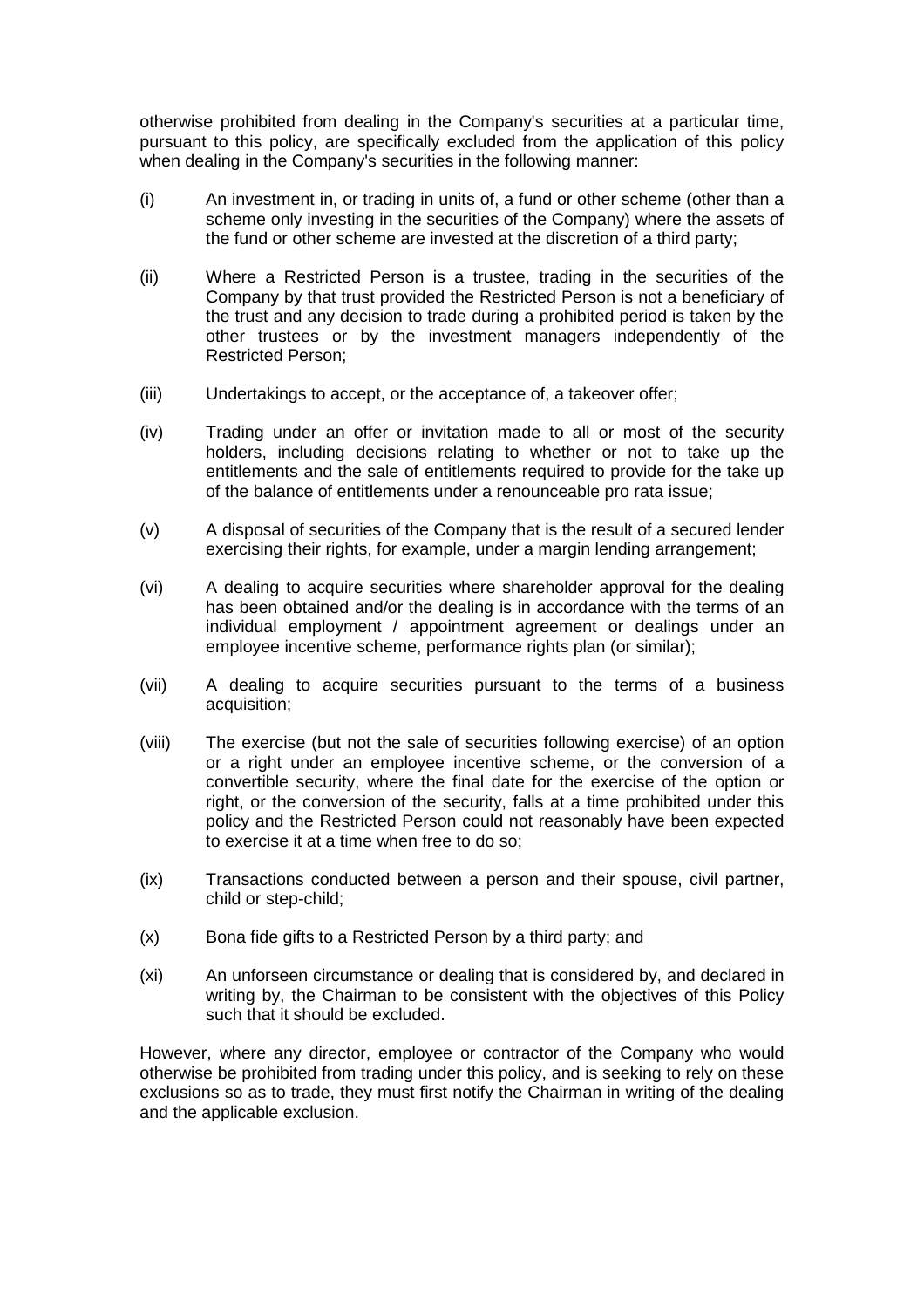otherwise prohibited from dealing in the Company's securities at a particular time, pursuant to this policy, are specifically excluded from the application of this policy when dealing in the Company's securities in the following manner:

(i) An investment in, or trading in units of, a fund or other scheme (other than a scheme only investing in the securities of the Company) where the assets of the fund or other scheme are invested at the discretion of a third party;

(ii) Where a Restricted Person is a trustee, trading in the securities of the Company by that trust provided the Restricted Person is not a beneficiary of the trust and any decision to trade during a prohibited period is taken by the other trustees or by the investment managers independently of the Restricted Person;

(iii) Undertakings to accept, or the acceptance of, a takeover offer;

(iv) Trading under an offer or invitation made to all or most of the security holders, including decisions relating to whether or not to take up the entitlements and the sale of entitlements required to provide for the take up of the balance of entitlements under a renounceable pro rata issue;

(v) A disposal of securities of the Company that is the result of a secured lender exercising their rights, for example, under a margin lending arrangement;

(vi) A dealing to acquire securities where shareholder approval for the dealing has been obtained and/or the dealing is in accordance with the terms of an individual employment / appointment agreement or dealings under an employee incentive scheme, performance rights plan (or similar);

(vii) A dealing to acquire securities pursuant to the terms of a business acquisition;

(viii) The exercise (but not the sale of securities following exercise) of an option or a right under an employee incentive scheme, or the conversion of a convertible security, where the final date for the exercise of the option or right, or the conversion of the security, falls at a time prohibited under this policy and the Restricted Person could not reasonably have been expected to exercise it at a time when free to do so;

(ix) Transactions conducted between a person and their spouse, civil partner, child or step-child;

(x) Bona fide gifts to a Restricted Person by a third party; and

(xi) An unforseen circumstance or dealing that is considered by, and declared in writing by, the Chairman to be consistent with the objectives of this Policy such that it should be excluded.

However, where any director, employee or contractor of the Company who would otherwise be prohibited from trading under this policy, and is seeking to rely on these exclusions so as to trade, they must first notify the Chairman in writing of the dealing and the applicable exclusion.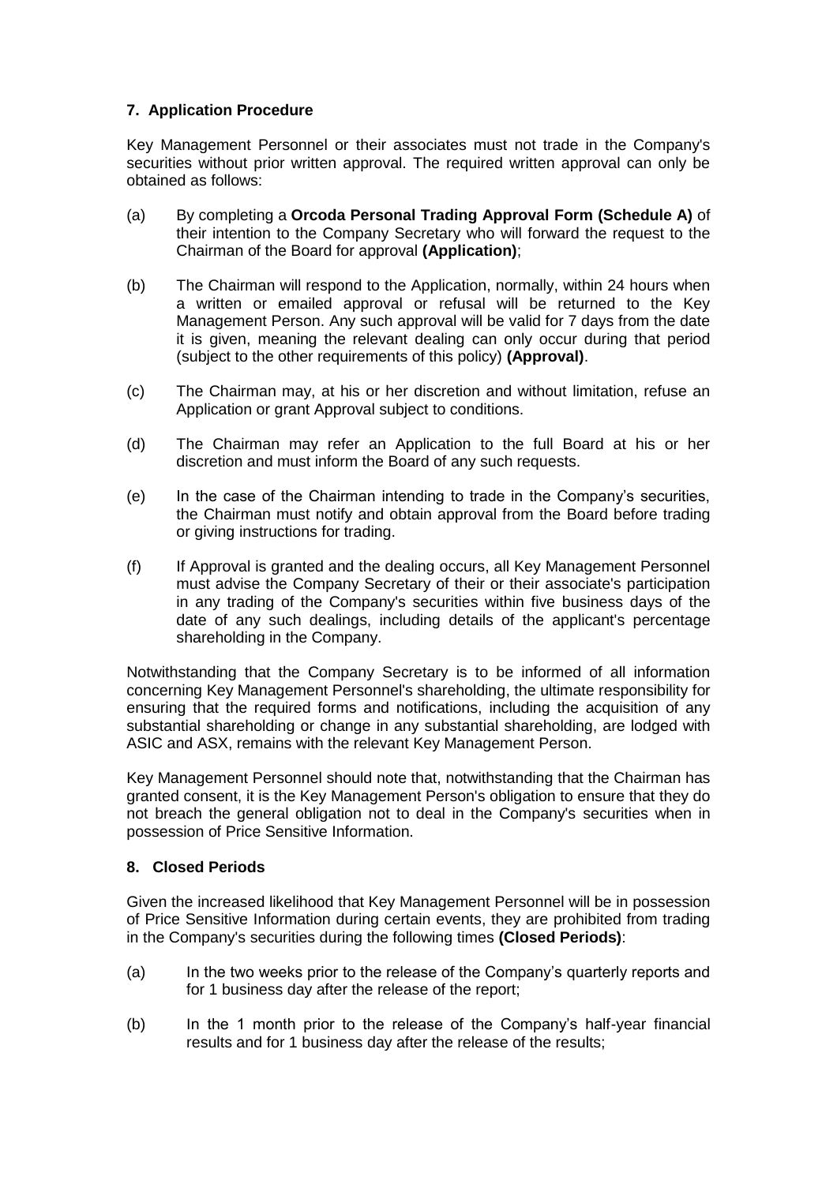### 7. Application Procedure

Key Management Personnel or their associates must not trade in the Company's securities without prior written approval. The required written approval can only be obtained as follows:

(a) By completing a **Orcoda Personal Trading Approval Form (Schedule A)** of their intention to the Company Secretary who will forward the request to the Chairman of the Board for approval **(Application)**;

(b) The Chairman will respond to the Application, normally, within 24 hours when a written or emailed approval or refusal will be returned to the Key Management Person. Any such approval will be valid for 7 days from the date it is given, meaning the relevant dealing can only occur during that period (subject to the other requirements of this policy) **(Approval)**.

(c) The Chairman may, at his or her discretion and without limitation, refuse an Application or grant Approval subject to conditions.

(d) The Chairman may refer an Application to the full Board at his or her discretion and must inform the Board of any such requests.

(e) In the case of the Chairman intending to trade in the Company's securities, the Chairman must notify and obtain approval from the Board before trading or giving instructions for trading.

(f) If Approval is granted and the dealing occurs, all Key Management Personnel must advise the Company Secretary of their or their associate's participation in any trading of the Company's securities within five business days of the date of any such dealings, including details of the applicant's percentage shareholding in the Company.

Notwithstanding that the Company Secretary is to be informed of all information concerning Key Management Personnel's shareholding, the ultimate responsibility for ensuring that the required forms and notifications, including the acquisition of any substantial shareholding or change in any substantial shareholding, are lodged with ASIC and ASX, remains with the relevant Key Management Person.

Key Management Personnel should note that, notwithstanding that the Chairman has granted consent, it is the Key Management Person's obligation to ensure that they do not breach the general obligation not to deal in the Company's securities when in possession of Price Sensitive Information.

### 8. Closed Periods

Given the increased likelihood that Key Management Personnel will be in possession of Price Sensitive Information during certain events, they are prohibited from trading in the Company's securities during the following times **(Closed Periods)**:

(a) In the two weeks prior to the release of the Company's quarterly reports and for 1 business day after the release of the report;

(b) In the 1 month prior to the release of the Company's half-year financial results and for 1 business day after the release of the results;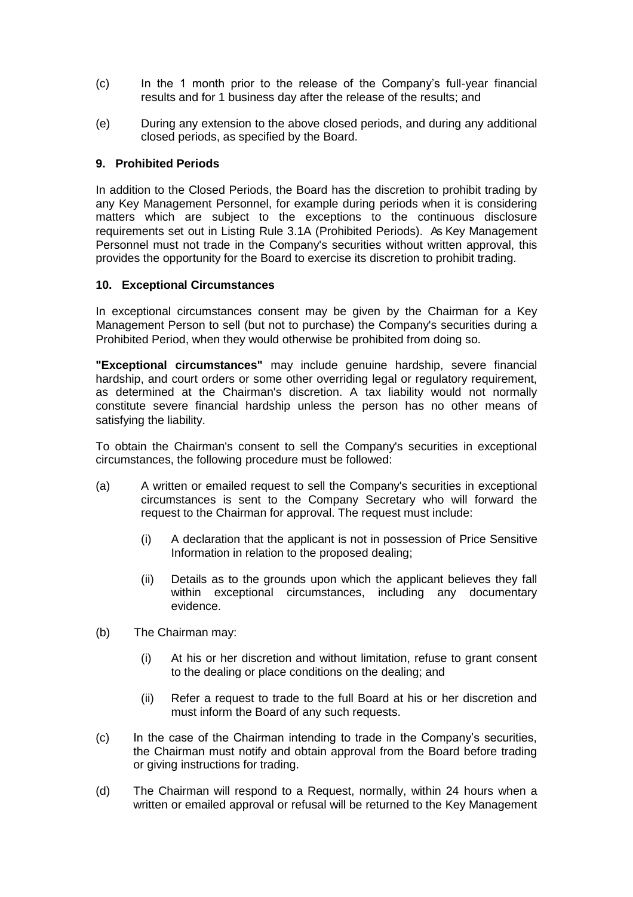(c) In the 1 month prior to the release of the Company's full-year financial results and for 1 business day after the release of the results; and

(e) During any extension to the above closed periods, and during any additional closed periods, as specified by the Board.

**9. Prohibited Periods**

In addition to the Closed Periods, the Board has the discretion to prohibit trading by any Key Management Personnel, for example during periods when it is considering matters which are subject to the exceptions to the continuous disclosure requirements set out in Listing Rule 3.1A (Prohibited Periods). As Key Management Personnel must not trade in the Company's securities without written approval, this provides the opportunity for the Board to exercise its discretion to prohibit trading.

**10. Exceptional Circumstances**

In exceptional circumstances consent may be given by the Chairman for a Key Management Person to sell (but not to purchase) the Company's securities during a Prohibited Period, when they would otherwise be prohibited from doing so.

**"Exceptional circumstances"** may include genuine hardship, severe financial hardship, and court orders or some other overriding legal or regulatory requirement, as determined at the Chairman's discretion. A tax liability would not normally constitute severe financial hardship unless the person has no other means of satisfying the liability.

To obtain the Chairman's consent to sell the Company's securities in exceptional circumstances, the following procedure must be followed:

(a) A written or emailed request to sell the Company's securities in exceptional circumstances is sent to the Company Secretary who will forward the request to the Chairman for approval. The request must include:

  (i) A declaration that the applicant is not in possession of Price Sensitive Information in relation to the proposed dealing;

  (ii) Details as to the grounds upon which the applicant believes they fall within exceptional circumstances, including any documentary evidence.

(b) The Chairman may:

  (i) At his or her discretion and without limitation, refuse to grant consent to the dealing or place conditions on the dealing; and

  (ii) Refer a request to trade to the full Board at his or her discretion and must inform the Board of any such requests.

(c) In the case of the Chairman intending to trade in the Company's securities, the Chairman must notify and obtain approval from the Board before trading or giving instructions for trading.

(d) The Chairman will respond to a Request, normally, within 24 hours when a written or emailed approval or refusal will be returned to the Key Management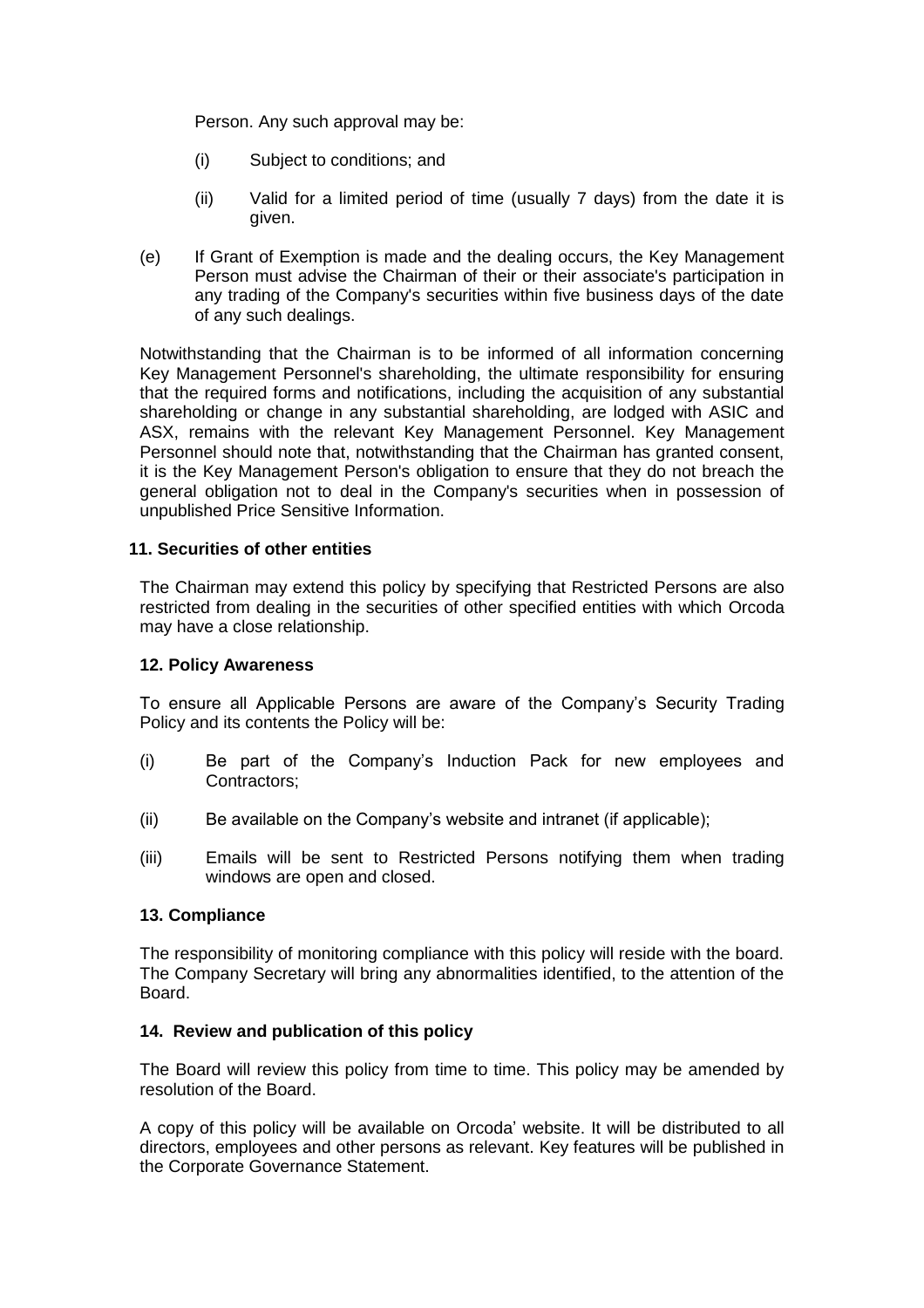Person. Any such approval may be:

(i) Subject to conditions; and

(ii) Valid for a limited period of time (usually 7 days) from the date it is given.

(e) If Grant of Exemption is made and the dealing occurs, the Key Management Person must advise the Chairman of their or their associate's participation in any trading of the Company's securities within five business days of the date of any such dealings.

Notwithstanding that the Chairman is to be informed of all information concerning Key Management Personnel's shareholding, the ultimate responsibility for ensuring that the required forms and notifications, including the acquisition of any substantial shareholding or change in any substantial shareholding, are lodged with ASIC and ASX, remains with the relevant Key Management Personnel. Key Management Personnel should note that, notwithstanding that the Chairman has granted consent, it is the Key Management Person's obligation to ensure that they do not breach the general obligation not to deal in the Company's securities when in possession of unpublished Price Sensitive Information.

**11. Securities of other entities**

The Chairman may extend this policy by specifying that Restricted Persons are also restricted from dealing in the securities of other specified entities with which Orcoda may have a close relationship.

**12. Policy Awareness**

To ensure all Applicable Persons are aware of the Company's Security Trading Policy and its contents the Policy will be:

(i) Be part of the Company's Induction Pack for new employees and Contractors;

(ii) Be available on the Company's website and intranet (if applicable);

(iii) Emails will be sent to Restricted Persons notifying them when trading windows are open and closed.

**13. Compliance**

The responsibility of monitoring compliance with this policy will reside with the board. The Company Secretary will bring any abnormalities identified, to the attention of the Board.

**14. Review and publication of this policy**

The Board will review this policy from time to time. This policy may be amended by resolution of the Board.

A copy of this policy will be available on Orcoda' website. It will be distributed to all directors, employees and other persons as relevant. Key features will be published in the Corporate Governance Statement.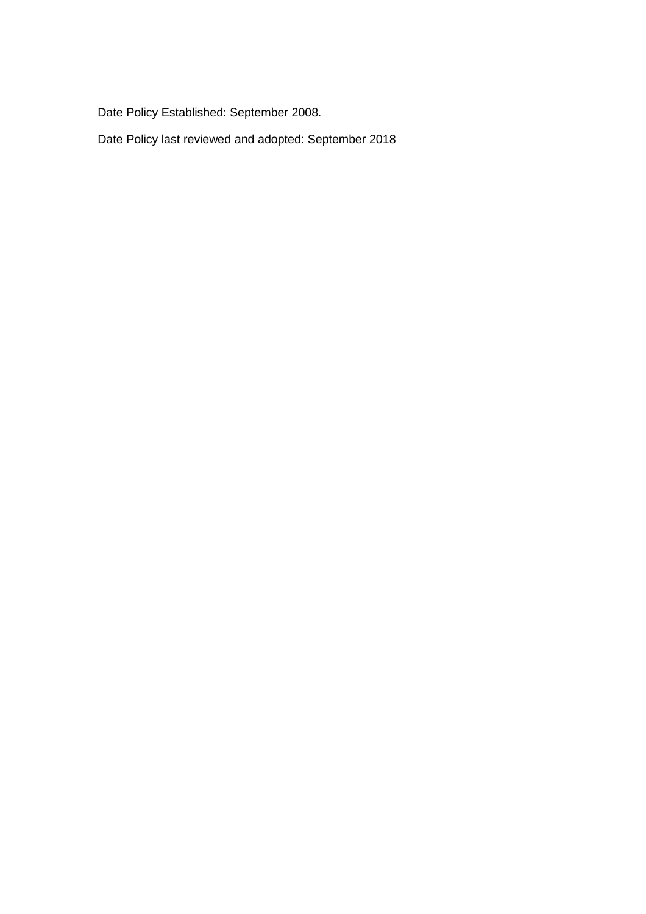Date Policy Established: September 2008.

Date Policy last reviewed and adopted: September 2018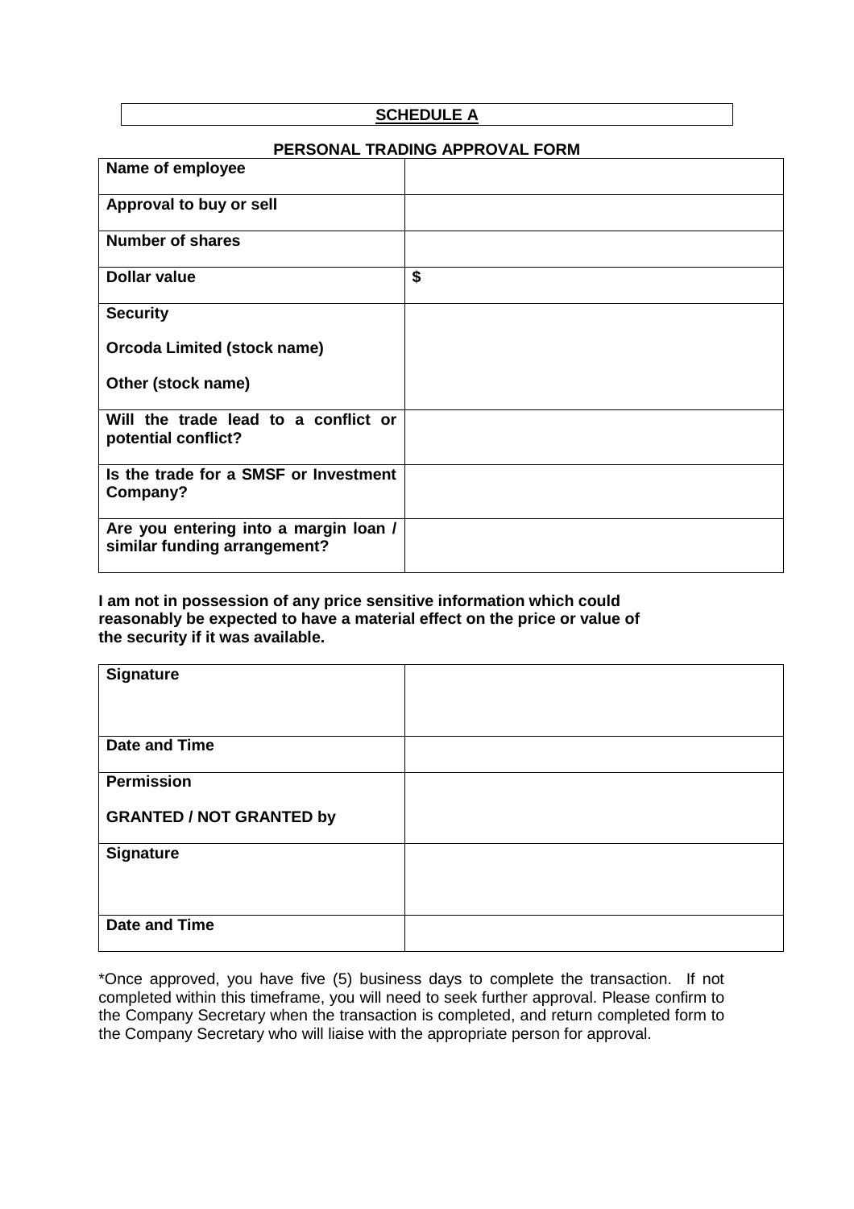## **SCHEDULE A**

### PERSONAL TRADING APPROVAL FORM

| | |
|---|---|
| **Name of employee** | |
| **Approval to buy or sell** | |
| **Number of shares** | |
| **Dollar value** | **$** |
| **Security**<br><br>**Orcoda Limited (stock name)**<br><br>**Other (stock name)** | |
| **Will the trade lead to a conflict or potential conflict?** | |
| **Is the trade for a SMSF or Investment Company?** | |
| **Are you entering into a margin loan / similar funding arrangement?** | |

**I am not in possession of any price sensitive information which could reasonably be expected to have a material effect on the price or value of the security if it was available.**

| | |
|---|---|
| **Signature** | |
| **Date and Time** | |
| **Permission**<br><br>**GRANTED / NOT GRANTED by** | |
| **Signature** | |
| **Date and Time** | |

*Once approved, you have five (5) business days to complete the transaction. If not completed within this timeframe, you will need to seek further approval. Please confirm to the Company Secretary when the transaction is completed, and return completed form to the Company Secretary who will liaise with the appropriate person for approval.